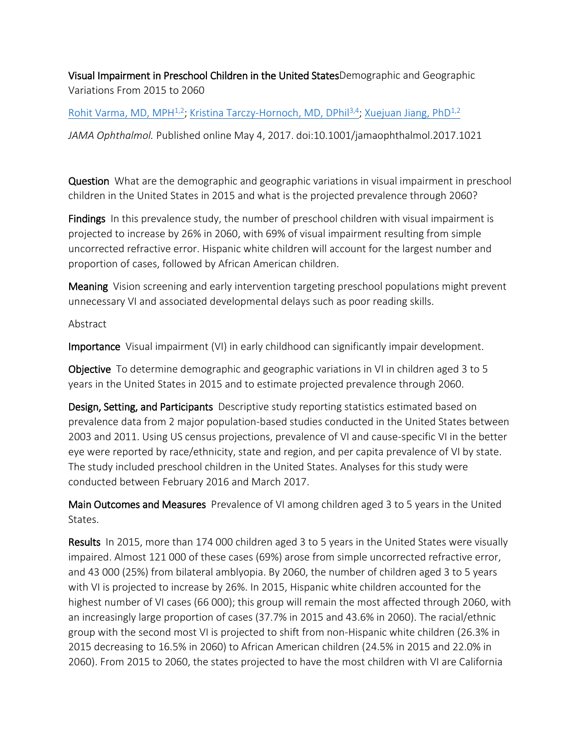**Visual Impairment in Preschool Children in the United States**Demographic and Geographic Variations From 2015 to 2060

Rohit Varma, MD, MPH[1,2]; Kristina Tarczy-Hornoch, MD, DPhil[3,4]; Xuejuan Jiang, PhD[1,2]

*JAMA Ophthalmol.* Published online May 4, 2017. doi:10.1001/jamaophthalmol.2017.1021

**Question** What are the demographic and geographic variations in visual impairment in preschool children in the United States in 2015 and what is the projected prevalence through 2060?

**Findings** In this prevalence study, the number of preschool children with visual impairment is projected to increase by 26% in 2060, with 69% of visual impairment resulting from simple uncorrected refractive error. Hispanic white children will account for the largest number and proportion of cases, followed by African American children.

**Meaning** Vision screening and early intervention targeting preschool populations might prevent unnecessary VI and associated developmental delays such as poor reading skills.

Abstract

**Importance** Visual impairment (VI) in early childhood can significantly impair development.

**Objective** To determine demographic and geographic variations in VI in children aged 3 to 5 years in the United States in 2015 and to estimate projected prevalence through 2060.

**Design, Setting, and Participants** Descriptive study reporting statistics estimated based on prevalence data from 2 major population-based studies conducted in the United States between 2003 and 2011. Using US census projections, prevalence of VI and cause-specific VI in the better eye were reported by race/ethnicity, state and region, and per capita prevalence of VI by state. The study included preschool children in the United States. Analyses for this study were conducted between February 2016 and March 2017.

**Main Outcomes and Measures** Prevalence of VI among children aged 3 to 5 years in the United States.

**Results** In 2015, more than 174 000 children aged 3 to 5 years in the United States were visually impaired. Almost 121 000 of these cases (69%) arose from simple uncorrected refractive error, and 43 000 (25%) from bilateral amblyopia. By 2060, the number of children aged 3 to 5 years with VI is projected to increase by 26%. In 2015, Hispanic white children accounted for the highest number of VI cases (66 000); this group will remain the most affected through 2060, with an increasingly large proportion of cases (37.7% in 2015 and 43.6% in 2060). The racial/ethnic group with the second most VI is projected to shift from non-Hispanic white children (26.3% in 2015 decreasing to 16.5% in 2060) to African American children (24.5% in 2015 and 22.0% in 2060). From 2015 to 2060, the states projected to have the most children with VI are California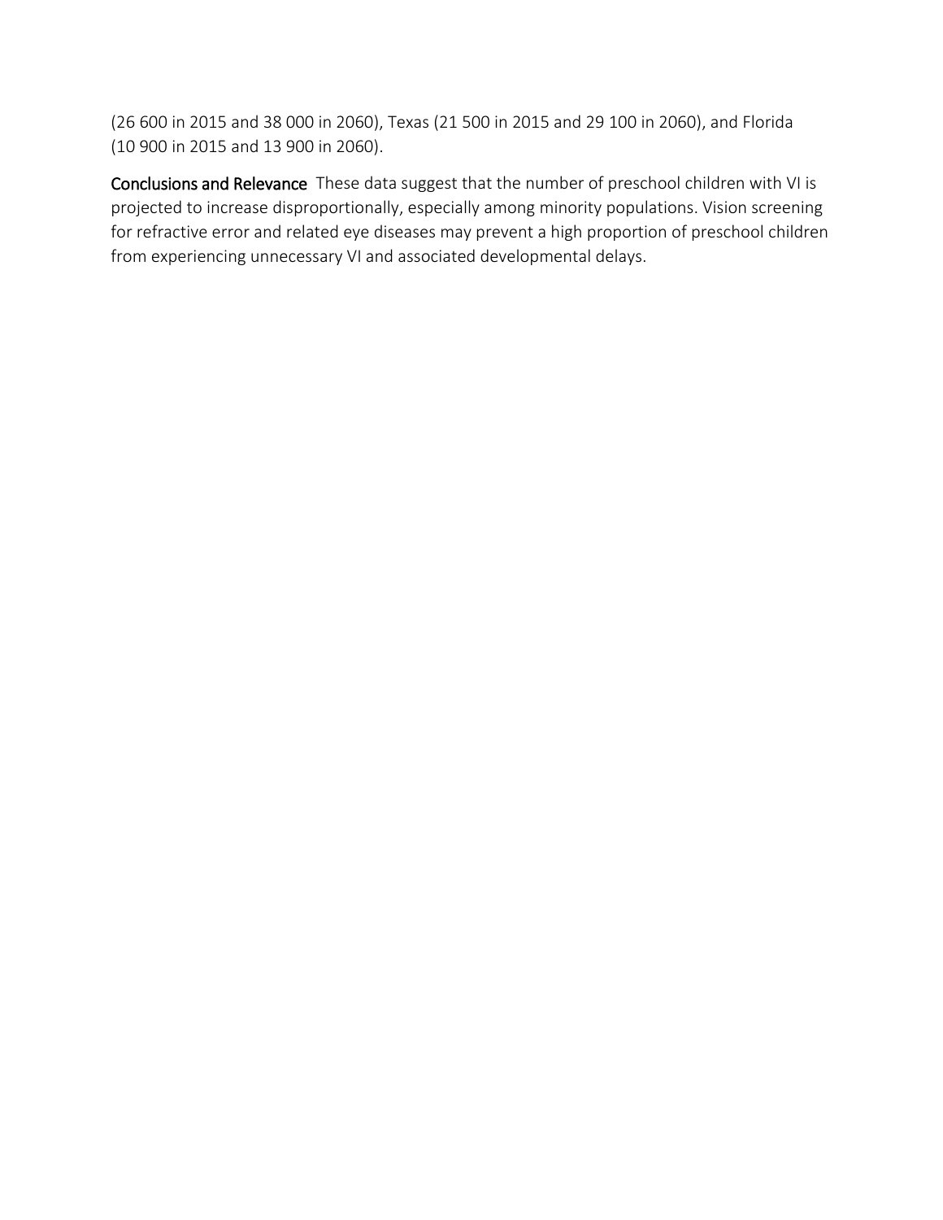(26 600 in 2015 and 38 000 in 2060), Texas (21 500 in 2015 and 29 100 in 2060), and Florida (10 900 in 2015 and 13 900 in 2060).

**Conclusions and Relevance** These data suggest that the number of preschool children with VI is projected to increase disproportionally, especially among minority populations. Vision screening for refractive error and related eye diseases may prevent a high proportion of preschool children from experiencing unnecessary VI and associated developmental delays.